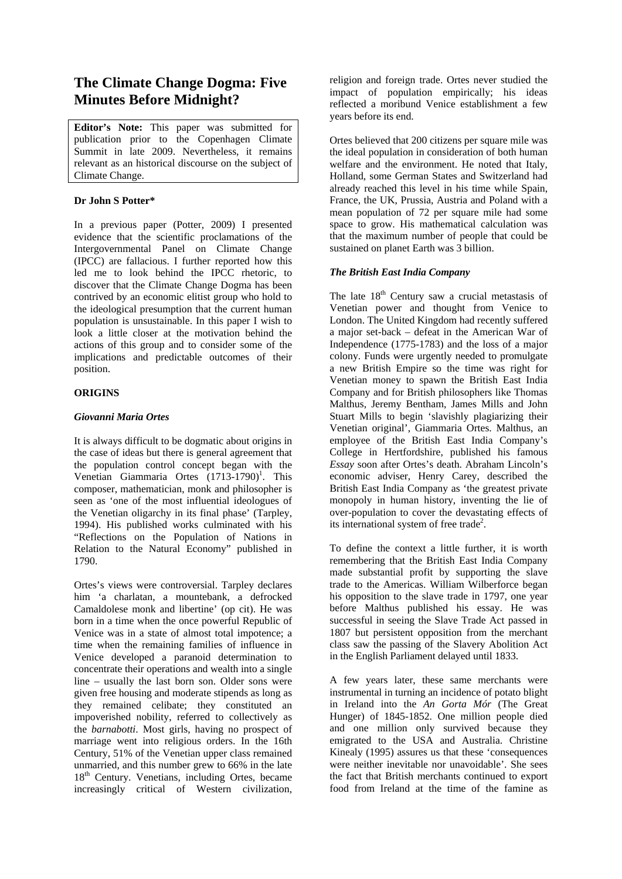# The Climate Change Dogma: Five Minutes Before Midnight?

**Editor's Note:** This paper was submitted for publication prior to the Copenhagen Climate Summit in late 2009. Nevertheless, it remains relevant as an historical discourse on the subject of Climate Change.

**Dr John S Potter***

In a previous paper (Potter, 2009) I presented evidence that the scientific proclamations of the Intergovernmental Panel on Climate Change (IPCC) are fallacious. I further reported how this led me to look behind the IPCC rhetoric, to discover that the Climate Change Dogma has been contrived by an economic elitist group who hold to the ideological presumption that the current human population is unsustainable. In this paper I wish to look a little closer at the motivation behind the actions of this group and to consider some of the implications and predictable outcomes of their position.

## ORIGINS

### *Giovanni Maria Ortes*

It is always difficult to be dogmatic about origins in the case of ideas but there is general agreement that the population control concept began with the Venetian Giammaria Ortes (1713-1790)[1]. This composer, mathematician, monk and philosopher is seen as 'one of the most influential ideologues of the Venetian oligarchy in its final phase' (Tarpley, 1994). His published works culminated with his "Reflections on the Population of Nations in Relation to the Natural Economy" published in 1790.

Ortes's views were controversial. Tarpley declares him 'a charlatan, a mountebank, a defrocked Camaldolese monk and libertine' (op cit). He was born in a time when the once powerful Republic of Venice was in a state of almost total impotence; a time when the remaining families of influence in Venice developed a paranoid determination to concentrate their operations and wealth into a single line – usually the last born son. Older sons were given free housing and moderate stipends as long as they remained celibate; they constituted an impoverished nobility, referred to collectively as the *barnabotti*. Most girls, having no prospect of marriage went into religious orders. In the 16th Century, 51% of the Venetian upper class remained unmarried, and this number grew to 66% in the late 18th Century. Venetians, including Ortes, became increasingly critical of Western civilization, religion and foreign trade. Ortes never studied the impact of population empirically; his ideas reflected a moribund Venice establishment a few years before its end.

Ortes believed that 200 citizens per square mile was the ideal population in consideration of both human welfare and the environment. He noted that Italy, Holland, some German States and Switzerland had already reached this level in his time while Spain, France, the UK, Prussia, Austria and Poland with a mean population of 72 per square mile had some space to grow. His mathematical calculation was that the maximum number of people that could be sustained on planet Earth was 3 billion.

### *The British East India Company*

The late 18th Century saw a crucial metastasis of Venetian power and thought from Venice to London. The United Kingdom had recently suffered a major set-back – defeat in the American War of Independence (1775-1783) and the loss of a major colony. Funds were urgently needed to promulgate a new British Empire so the time was right for Venetian money to spawn the British East India Company and for British philosophers like Thomas Malthus, Jeremy Bentham, James Mills and John Stuart Mills to begin 'slavishly plagiarizing their Venetian original', Giammaria Ortes. Malthus, an employee of the British East India Company's College in Hertfordshire, published his famous *Essay* soon after Ortes's death. Abraham Lincoln's economic adviser, Henry Carey, described the British East India Company as 'the greatest private monopoly in human history, inventing the lie of over-population to cover the devastating effects of its international system of free trade[2].

To define the context a little further, it is worth remembering that the British East India Company made substantial profit by supporting the slave trade to the Americas. William Wilberforce began his opposition to the slave trade in 1797, one year before Malthus published his essay. He was successful in seeing the Slave Trade Act passed in 1807 but persistent opposition from the merchant class saw the passing of the Slavery Abolition Act in the English Parliament delayed until 1833.

A few years later, these same merchants were instrumental in turning an incidence of potato blight in Ireland into the *An Gorta Mór* (The Great Hunger) of 1845-1852. One million people died and one million only survived because they emigrated to the USA and Australia. Christine Kinealy (1995) assures us that these 'consequences were neither inevitable nor unavoidable'. She sees the fact that British merchants continued to export food from Ireland at the time of the famine as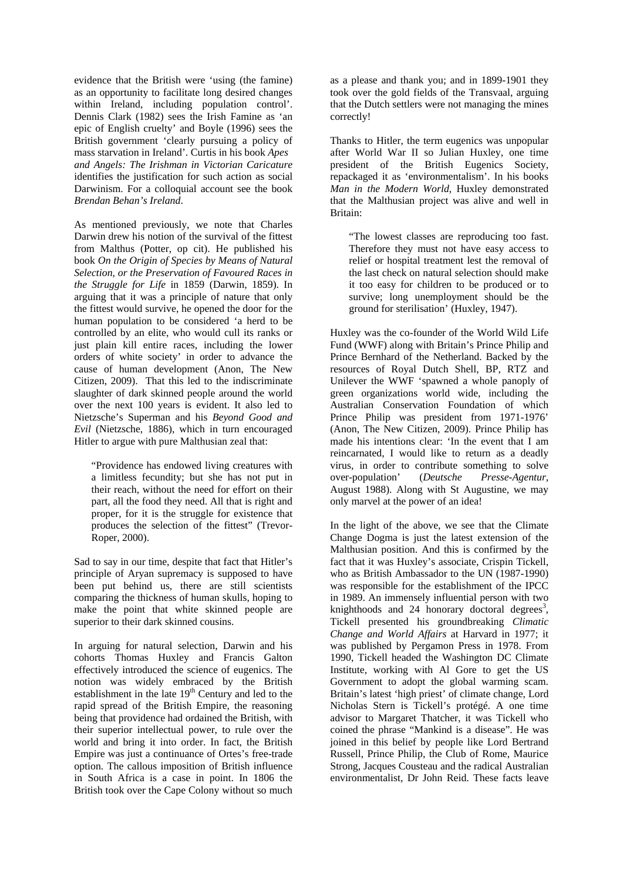evidence that the British were 'using (the famine) as an opportunity to facilitate long desired changes within Ireland, including population control'. Dennis Clark (1982) sees the Irish Famine as 'an epic of English cruelty' and Boyle (1996) sees the British government 'clearly pursuing a policy of mass starvation in Ireland'. Curtis in his book *Apes and Angels: The Irishman in Victorian Caricature* identifies the justification for such action as social Darwinism. For a colloquial account see the book *Brendan Behan's Ireland*.

As mentioned previously, we note that Charles Darwin drew his notion of the survival of the fittest from Malthus (Potter, op cit). He published his book *On the Origin of Species by Means of Natural Selection, or the Preservation of Favoured Races in the Struggle for Life* in 1859 (Darwin, 1859). In arguing that it was a principle of nature that only the fittest would survive, he opened the door for the human population to be considered 'a herd to be controlled by an elite, who would cull its ranks or just plain kill entire races, including the lower orders of white society' in order to advance the cause of human development (Anon, The New Citizen, 2009). That this led to the indiscriminate slaughter of dark skinned people around the world over the next 100 years is evident. It also led to Nietzsche's Superman and his *Beyond Good and Evil* (Nietzsche, 1886), which in turn encouraged Hitler to argue with pure Malthusian zeal that:

> "Providence has endowed living creatures with a limitless fecundity; but she has not put in their reach, without the need for effort on their part, all the food they need. All that is right and proper, for it is the struggle for existence that produces the selection of the fittest" (Trevor-Roper, 2000).

Sad to say in our time, despite that fact that Hitler's principle of Aryan supremacy is supposed to have been put behind us, there are still scientists comparing the thickness of human skulls, hoping to make the point that white skinned people are superior to their dark skinned cousins.

In arguing for natural selection, Darwin and his cohorts Thomas Huxley and Francis Galton effectively introduced the science of eugenics. The notion was widely embraced by the British establishment in the late 19th Century and led to the rapid spread of the British Empire, the reasoning being that providence had ordained the British, with their superior intellectual power, to rule over the world and bring it into order. In fact, the British Empire was just a continuance of Ortes's free-trade option. The callous imposition of British influence in South Africa is a case in point. In 1806 the British took over the Cape Colony without so much as a please and thank you; and in 1899-1901 they took over the gold fields of the Transvaal, arguing that the Dutch settlers were not managing the mines correctly!

Thanks to Hitler, the term eugenics was unpopular after World War II so Julian Huxley, one time president of the British Eugenics Society, repackaged it as 'environmentalism'. In his books *Man in the Modern World*, Huxley demonstrated that the Malthusian project was alive and well in Britain:

> "The lowest classes are reproducing too fast. Therefore they must not have easy access to relief or hospital treatment lest the removal of the last check on natural selection should make it too easy for children to be produced or to survive; long unemployment should be the ground for sterilisation' (Huxley, 1947).

Huxley was the co-founder of the World Wild Life Fund (WWF) along with Britain's Prince Philip and Prince Bernhard of the Netherland. Backed by the resources of Royal Dutch Shell, BP, RTZ and Unilever the WWF 'spawned a whole panoply of green organizations world wide, including the Australian Conservation Foundation of which Prince Philip was president from 1971-1976' (Anon, The New Citizen, 2009). Prince Philip has made his intentions clear: 'In the event that I am reincarnated, I would like to return as a deadly virus, in order to contribute something to solve over-population' (*Deutsche Presse-Agentur*, August 1988). Along with St Augustine, we may only marvel at the power of an idea!

In the light of the above, we see that the Climate Change Dogma is just the latest extension of the Malthusian position. And this is confirmed by the fact that it was Huxley's associate, Crispin Tickell, who as British Ambassador to the UN (1987-1990) was responsible for the establishment of the IPCC in 1989. An immensely influential person with two knighthoods and 24 honorary doctoral degrees[3], Tickell presented his groundbreaking *Climatic Change and World Affairs* at Harvard in 1977; it was published by Pergamon Press in 1978. From 1990, Tickell headed the Washington DC Climate Institute, working with Al Gore to get the US Government to adopt the global warming scam. Britain's latest 'high priest' of climate change, Lord Nicholas Stern is Tickell's protégé. A one time advisor to Margaret Thatcher, it was Tickell who coined the phrase "Mankind is a disease". He was joined in this belief by people like Lord Bertrand Russell, Prince Philip, the Club of Rome, Maurice Strong, Jacques Cousteau and the radical Australian environmentalist, Dr John Reid. These facts leave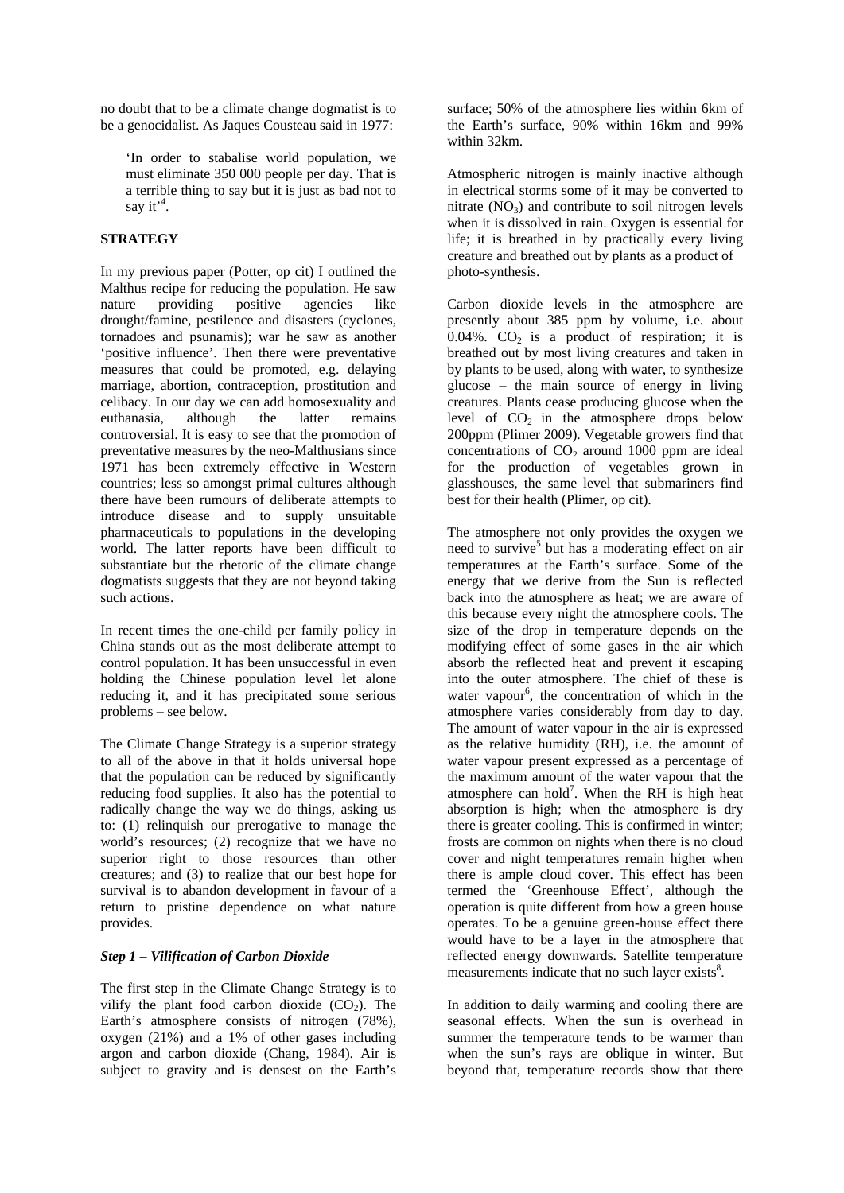no doubt that to be a climate change dogmatist is to be a genocidalist. As Jaques Cousteau said in 1977:

> 'In order to stabalise world population, we must eliminate 350 000 people per day. That is a terrible thing to say but it is just as bad not to say it'[4].

**STRATEGY**

In my previous paper (Potter, op cit) I outlined the Malthus recipe for reducing the population. He saw nature providing positive agencies like drought/famine, pestilence and disasters (cyclones, tornadoes and psunamis); war he saw as another 'positive influence'. Then there were preventative measures that could be promoted, e.g. delaying marriage, abortion, contraception, prostitution and celibacy. In our day we can add homosexuality and euthanasia, although the latter remains controversial. It is easy to see that the promotion of preventative measures by the neo-Malthusians since 1971 has been extremely effective in Western countries; less so amongst primal cultures although there have been rumours of deliberate attempts to introduce disease and to supply unsuitable pharmaceuticals to populations in the developing world. The latter reports have been difficult to substantiate but the rhetoric of the climate change dogmatists suggests that they are not beyond taking such actions.

In recent times the one-child per family policy in China stands out as the most deliberate attempt to control population. It has been unsuccessful in even holding the Chinese population level let alone reducing it, and it has precipitated some serious problems – see below.

The Climate Change Strategy is a superior strategy to all of the above in that it holds universal hope that the population can be reduced by significantly reducing food supplies. It also has the potential to radically change the way we do things, asking us to: (1) relinquish our prerogative to manage the world's resources; (2) recognize that we have no superior right to those resources than other creatures; and (3) to realize that our best hope for survival is to abandon development in favour of a return to pristine dependence on what nature provides.

***Step 1 – Vilification of Carbon Dioxide***

The first step in the Climate Change Strategy is to vilify the plant food carbon dioxide ($CO_2$). The Earth's atmosphere consists of nitrogen (78%), oxygen (21%) and a 1% of other gases including argon and carbon dioxide (Chang, 1984). Air is subject to gravity and is densest on the Earth's surface; 50% of the atmosphere lies within 6km of the Earth's surface, 90% within 16km and 99% within 32km.

Atmospheric nitrogen is mainly inactive although in electrical storms some of it may be converted to nitrate ($NO_3$) and contribute to soil nitrogen levels when it is dissolved in rain. Oxygen is essential for life; it is breathed in by practically every living creature and breathed out by plants as a product of photo-synthesis.

Carbon dioxide levels in the atmosphere are presently about 385 ppm by volume, i.e. about 0.04%. $CO_2$ is a product of respiration; it is breathed out by most living creatures and taken in by plants to be used, along with water, to synthesize glucose – the main source of energy in living creatures. Plants cease producing glucose when the level of $CO_2$ in the atmosphere drops below 200ppm (Plimer 2009). Vegetable growers find that concentrations of $CO_2$ around 1000 ppm are ideal for the production of vegetables grown in glasshouses, the same level that submariners find best for their health (Plimer, op cit).

The atmosphere not only provides the oxygen we need to survive[5] but has a moderating effect on air temperatures at the Earth's surface. Some of the energy that we derive from the Sun is reflected back into the atmosphere as heat; we are aware of this because every night the atmosphere cools. The size of the drop in temperature depends on the modifying effect of some gases in the air which absorb the reflected heat and prevent it escaping into the outer atmosphere. The chief of these is water vapour[6], the concentration of which in the atmosphere varies considerably from day to day. The amount of water vapour in the air is expressed as the relative humidity (RH), i.e. the amount of water vapour present expressed as a percentage of the maximum amount of the water vapour that the atmosphere can hold[7]. When the RH is high heat absorption is high; when the atmosphere is dry there is greater cooling. This is confirmed in winter; frosts are common on nights when there is no cloud cover and night temperatures remain higher when there is ample cloud cover. This effect has been termed the 'Greenhouse Effect', although the operation is quite different from how a green house operates. To be a genuine green-house effect there would have to be a layer in the atmosphere that reflected energy downwards. Satellite temperature measurements indicate that no such layer exists[8].

In addition to daily warming and cooling there are seasonal effects. When the sun is overhead in summer the temperature tends to be warmer than when the sun's rays are oblique in winter. But beyond that, temperature records show that there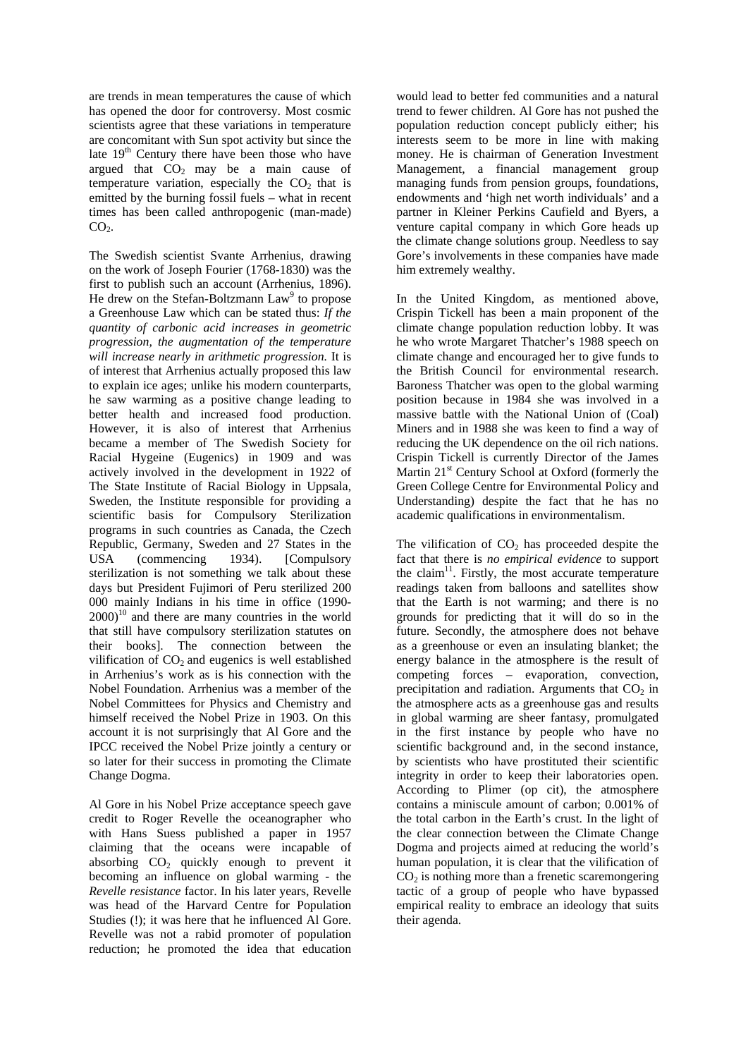are trends in mean temperatures the cause of which has opened the door for controversy. Most cosmic scientists agree that these variations in temperature are concomitant with Sun spot activity but since the late 19th Century there have been those who have argued that $CO_2$ may be a main cause of temperature variation, especially the $CO_2$ that is emitted by the burning fossil fuels – what in recent times has been called anthropogenic (man-made) $CO_2$.

The Swedish scientist Svante Arrhenius, drawing on the work of Joseph Fourier (1768-1830) was the first to publish such an account (Arrhenius, 1896). He drew on the Stefan-Boltzmann Law[9] to propose a Greenhouse Law which can be stated thus: *If the quantity of carbonic acid increases in geometric progression, the augmentation of the temperature will increase nearly in arithmetic progression.* It is of interest that Arrhenius actually proposed this law to explain ice ages; unlike his modern counterparts, he saw warming as a positive change leading to better health and increased food production. However, it is also of interest that Arrhenius became a member of The Swedish Society for Racial Hygeine (Eugenics) in 1909 and was actively involved in the development in 1922 of The State Institute of Racial Biology in Uppsala, Sweden, the Institute responsible for providing a scientific basis for Compulsory Sterilization programs in such countries as Canada, the Czech Republic, Germany, Sweden and 27 States in the USA (commencing 1934). [Compulsory sterilization is not something we talk about these days but President Fujimori of Peru sterilized 200 000 mainly Indians in his time in office (1990-2000)[10] and there are many countries in the world that still have compulsory sterilization statutes on their books]. The connection between the vilification of $CO_2$ and eugenics is well established in Arrhenius's work as is his connection with the Nobel Foundation. Arrhenius was a member of the Nobel Committees for Physics and Chemistry and himself received the Nobel Prize in 1903. On this account it is not surprisingly that Al Gore and the IPCC received the Nobel Prize jointly a century or so later for their success in promoting the Climate Change Dogma.

Al Gore in his Nobel Prize acceptance speech gave credit to Roger Revelle the oceanographer who with Hans Suess published a paper in 1957 claiming that the oceans were incapable of absorbing $CO_2$ quickly enough to prevent it becoming an influence on global warming - the *Revelle resistance* factor. In his later years, Revelle was head of the Harvard Centre for Population Studies (!); it was here that he influenced Al Gore. Revelle was not a rabid promoter of population reduction; he promoted the idea that education would lead to better fed communities and a natural trend to fewer children. Al Gore has not pushed the population reduction concept publicly either; his interests seem to be more in line with making money. He is chairman of Generation Investment Management, a financial management group managing funds from pension groups, foundations, endowments and 'high net worth individuals' and a partner in Kleiner Perkins Caufield and Byers, a venture capital company in which Gore heads up the climate change solutions group. Needless to say Gore's involvements in these companies have made him extremely wealthy.

In the United Kingdom, as mentioned above, Crispin Tickell has been a main proponent of the climate change population reduction lobby. It was he who wrote Margaret Thatcher's 1988 speech on climate change and encouraged her to give funds to the British Council for environmental research. Baroness Thatcher was open to the global warming position because in 1984 she was involved in a massive battle with the National Union of (Coal) Miners and in 1988 she was keen to find a way of reducing the UK dependence on the oil rich nations. Crispin Tickell is currently Director of the James Martin 21st Century School at Oxford (formerly the Green College Centre for Environmental Policy and Understanding) despite the fact that he has no academic qualifications in environmentalism.

The vilification of $CO_2$ has proceeded despite the fact that there is *no empirical evidence* to support the claim[11]. Firstly, the most accurate temperature readings taken from balloons and satellites show that the Earth is not warming; and there is no grounds for predicting that it will do so in the future. Secondly, the atmosphere does not behave as a greenhouse or even an insulating blanket; the energy balance in the atmosphere is the result of competing forces – evaporation, convection, precipitation and radiation. Arguments that $CO_2$ in the atmosphere acts as a greenhouse gas and results in global warming are sheer fantasy, promulgated in the first instance by people who have no scientific background and, in the second instance, by scientists who have prostituted their scientific integrity in order to keep their laboratories open. According to Plimer (op cit), the atmosphere contains a miniscule amount of carbon; 0.001% of the total carbon in the Earth's crust. In the light of the clear connection between the Climate Change Dogma and projects aimed at reducing the world's human population, it is clear that the vilification of $CO_2$ is nothing more than a frenetic scaremongering tactic of a group of people who have bypassed empirical reality to embrace an ideology that suits their agenda.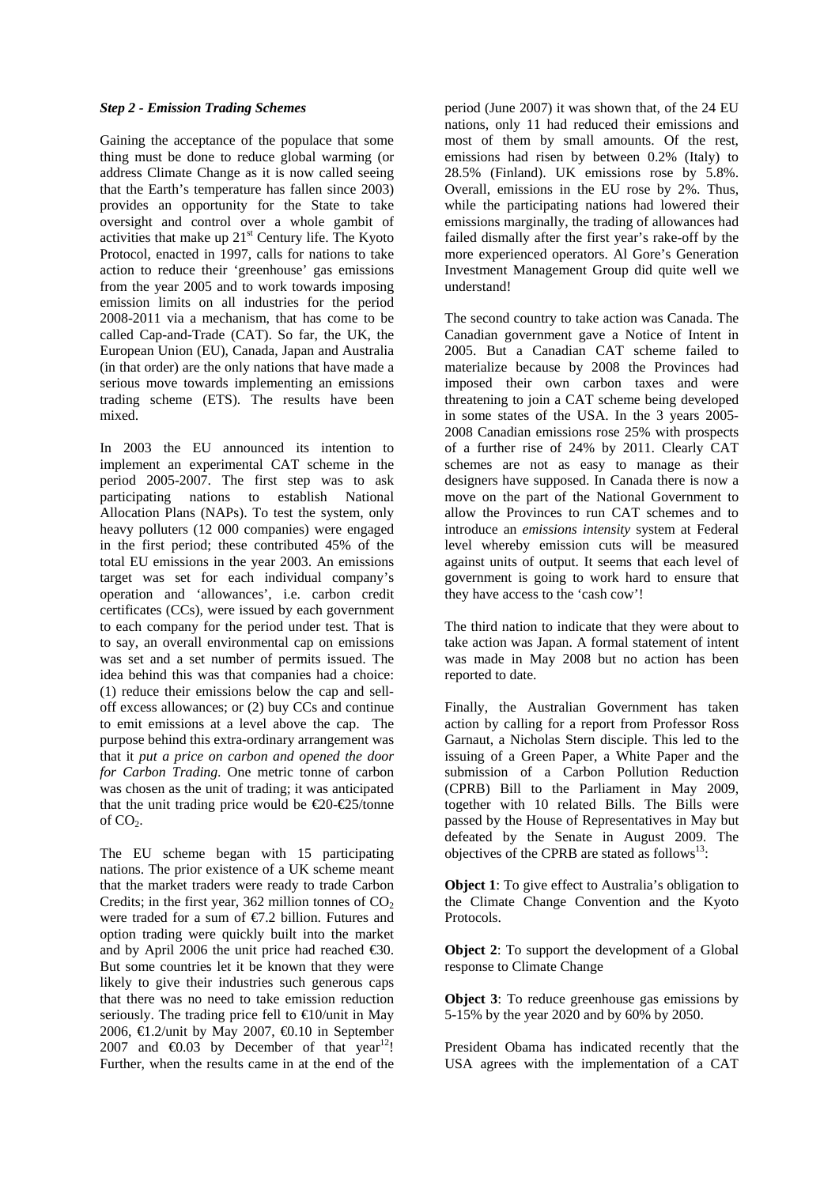***Step 2 - Emission Trading Schemes***

Gaining the acceptance of the populace that some thing must be done to reduce global warming (or address Climate Change as it is now called seeing that the Earth's temperature has fallen since 2003) provides an opportunity for the State to take oversight and control over a whole gambit of activities that make up 21st Century life. The Kyoto Protocol, enacted in 1997, calls for nations to take action to reduce their 'greenhouse' gas emissions from the year 2005 and to work towards imposing emission limits on all industries for the period 2008-2011 via a mechanism, that has come to be called Cap-and-Trade (CAT). So far, the UK, the European Union (EU), Canada, Japan and Australia (in that order) are the only nations that have made a serious move towards implementing an emissions trading scheme (ETS). The results have been mixed.

In 2003 the EU announced its intention to implement an experimental CAT scheme in the period 2005-2007. The first step was to ask participating nations to establish National Allocation Plans (NAPs). To test the system, only heavy polluters (12 000 companies) were engaged in the first period; these contributed 45% of the total EU emissions in the year 2003. An emissions target was set for each individual company's operation and 'allowances', i.e. carbon credit certificates (CCs), were issued by each government to each company for the period under test. That is to say, an overall environmental cap on emissions was set and a set number of permits issued. The idea behind this was that companies had a choice: (1) reduce their emissions below the cap and sell-off excess allowances; or (2) buy CCs and continue to emit emissions at a level above the cap. The purpose behind this extra-ordinary arrangement was that it *put a price on carbon and opened the door for Carbon Trading*. One metric tonne of carbon was chosen as the unit of trading; it was anticipated that the unit trading price would be €20-€25/tonne of $CO_2$.

The EU scheme began with 15 participating nations. The prior existence of a UK scheme meant that the market traders were ready to trade Carbon Credits; in the first year, 362 million tonnes of $CO_2$ were traded for a sum of €7.2 billion. Futures and option trading were quickly built into the market and by April 2006 the unit price had reached €30. But some countries let it be known that they were likely to give their industries such generous caps that there was no need to take emission reduction seriously. The trading price fell to €10/unit in May 2006, €1.2/unit by May 2007, €0.10 in September 2007 and €0.03 by December of that year[12]! Further, when the results came in at the end of the period (June 2007) it was shown that, of the 24 EU nations, only 11 had reduced their emissions and most of them by small amounts. Of the rest, emissions had risen by between 0.2% (Italy) to 28.5% (Finland). UK emissions rose by 5.8%. Overall, emissions in the EU rose by 2%. Thus, while the participating nations had lowered their emissions marginally, the trading of allowances had failed dismally after the first year's rake-off by the more experienced operators. Al Gore's Generation Investment Management Group did quite well we understand!

The second country to take action was Canada. The Canadian government gave a Notice of Intent in 2005. But a Canadian CAT scheme failed to materialize because by 2008 the Provinces had imposed their own carbon taxes and were threatening to join a CAT scheme being developed in some states of the USA. In the 3 years 2005-2008 Canadian emissions rose 25% with prospects of a further rise of 24% by 2011. Clearly CAT schemes are not as easy to manage as their designers have supposed. In Canada there is now a move on the part of the National Government to allow the Provinces to run CAT schemes and to introduce an *emissions intensity* system at Federal level whereby emission cuts will be measured against units of output. It seems that each level of government is going to work hard to ensure that they have access to the 'cash cow'!

The third nation to indicate that they were about to take action was Japan. A formal statement of intent was made in May 2008 but no action has been reported to date.

Finally, the Australian Government has taken action by calling for a report from Professor Ross Garnaut, a Nicholas Stern disciple. This led to the issuing of a Green Paper, a White Paper and the submission of a Carbon Pollution Reduction (CPRB) Bill to the Parliament in May 2009, together with 10 related Bills. The Bills were passed by the House of Representatives in May but defeated by the Senate in August 2009. The objectives of the CPRB are stated as follows[13]:

**Object 1**: To give effect to Australia's obligation to the Climate Change Convention and the Kyoto Protocols.

**Object 2**: To support the development of a Global response to Climate Change

**Object 3**: To reduce greenhouse gas emissions by 5-15% by the year 2020 and by 60% by 2050.

President Obama has indicated recently that the USA agrees with the implementation of a CAT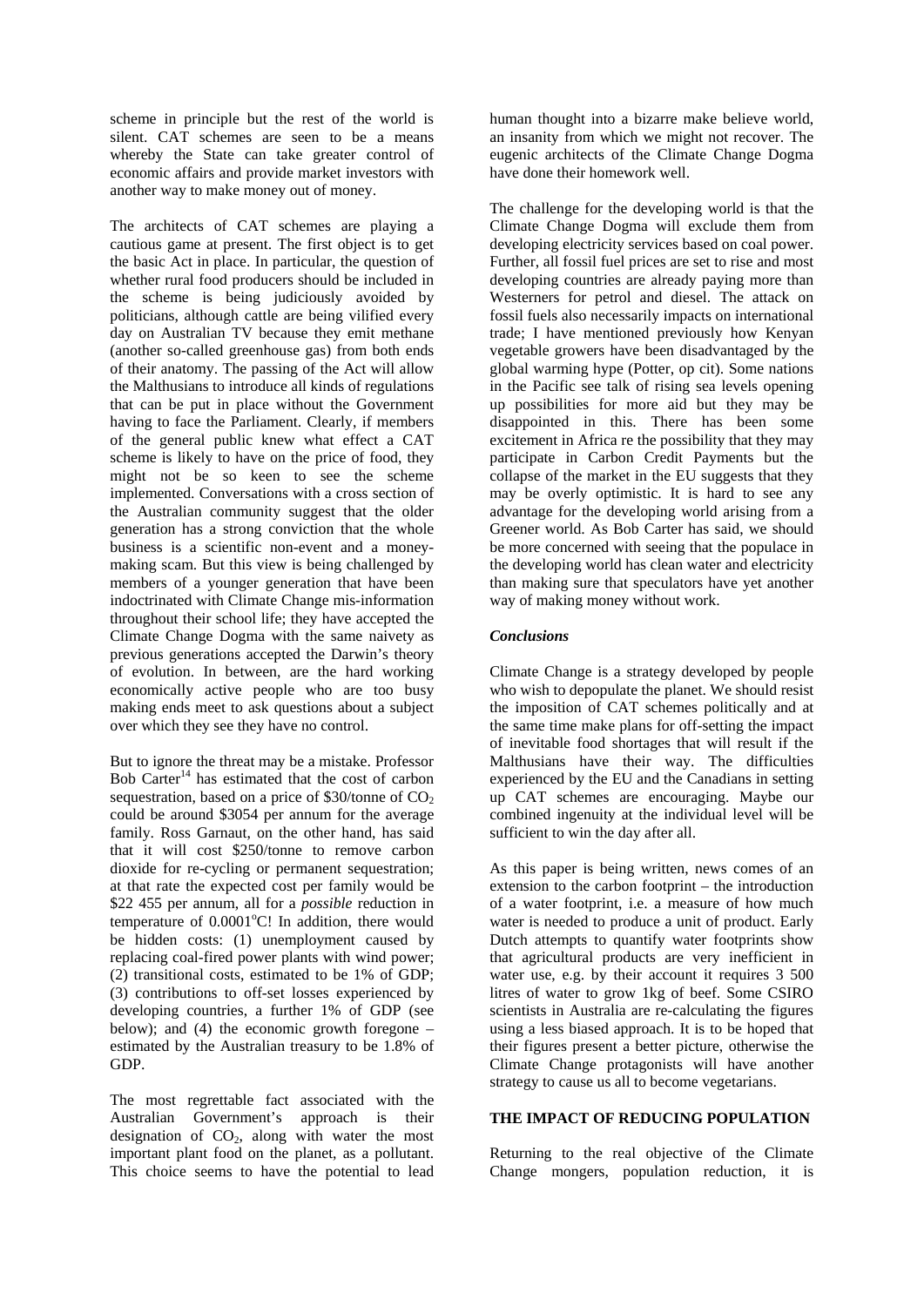scheme in principle but the rest of the world is silent. CAT schemes are seen to be a means whereby the State can take greater control of economic affairs and provide market investors with another way to make money out of money.

The architects of CAT schemes are playing a cautious game at present. The first object is to get the basic Act in place. In particular, the question of whether rural food producers should be included in the scheme is being judiciously avoided by politicians, although cattle are being vilified every day on Australian TV because they emit methane (another so-called greenhouse gas) from both ends of their anatomy. The passing of the Act will allow the Malthusians to introduce all kinds of regulations that can be put in place without the Government having to face the Parliament. Clearly, if members of the general public knew what effect a CAT scheme is likely to have on the price of food, they might not be so keen to see the scheme implemented. Conversations with a cross section of the Australian community suggest that the older generation has a strong conviction that the whole business is a scientific non-event and a money-making scam. But this view is being challenged by members of a younger generation that have been indoctrinated with Climate Change mis-information throughout their school life; they have accepted the Climate Change Dogma with the same naivety as previous generations accepted the Darwin's theory of evolution. In between, are the hard working economically active people who are too busy making ends meet to ask questions about a subject over which they see they have no control.

But to ignore the threat may be a mistake. Professor Bob Carter[14] has estimated that the cost of carbon sequestration, based on a price of \$30/tonne of $CO_2$ could be around \$3054 per annum for the average family. Ross Garnaut, on the other hand, has said that it will cost \$250/tonne to remove carbon dioxide for re-cycling or permanent sequestration; at that rate the expected cost per family would be \$22 455 per annum, all for a *possible* reduction in temperature of $0.0001^{o}$C! In addition, there would be hidden costs: (1) unemployment caused by replacing coal-fired power plants with wind power; (2) transitional costs, estimated to be 1% of GDP; (3) contributions to off-set losses experienced by developing countries, a further 1% of GDP (see below); and (4) the economic growth foregone – estimated by the Australian treasury to be 1.8% of GDP.

The most regrettable fact associated with the Australian Government's approach is their designation of $CO_2$, along with water the most important plant food on the planet, as a pollutant. This choice seems to have the potential to lead human thought into a bizarre make believe world, an insanity from which we might not recover. The eugenic architects of the Climate Change Dogma have done their homework well.

The challenge for the developing world is that the Climate Change Dogma will exclude them from developing electricity services based on coal power. Further, all fossil fuel prices are set to rise and most developing countries are already paying more than Westerners for petrol and diesel. The attack on fossil fuels also necessarily impacts on international trade; I have mentioned previously how Kenyan vegetable growers have been disadvantaged by the global warming hype (Potter, op cit). Some nations in the Pacific see talk of rising sea levels opening up possibilities for more aid but they may be disappointed in this. There has been some excitement in Africa re the possibility that they may participate in Carbon Credit Payments but the collapse of the market in the EU suggests that they may be overly optimistic. It is hard to see any advantage for the developing world arising from a Greener world. As Bob Carter has said, we should be more concerned with seeing that the populace in the developing world has clean water and electricity than making sure that speculators have yet another way of making money without work.

### *Conclusions*

Climate Change is a strategy developed by people who wish to depopulate the planet. We should resist the imposition of CAT schemes politically and at the same time make plans for off-setting the impact of inevitable food shortages that will result if the Malthusians have their way. The difficulties experienced by the EU and the Canadians in setting up CAT schemes are encouraging. Maybe our combined ingenuity at the individual level will be sufficient to win the day after all.

As this paper is being written, news comes of an extension to the carbon footprint – the introduction of a water footprint, i.e. a measure of how much water is needed to produce a unit of product. Early Dutch attempts to quantify water footprints show that agricultural products are very inefficient in water use, e.g. by their account it requires 3 500 litres of water to grow 1kg of beef. Some CSIRO scientists in Australia are re-calculating the figures using a less biased approach. It is to be hoped that their figures present a better picture, otherwise the Climate Change protagonists will have another strategy to cause us all to become vegetarians.

## THE IMPACT OF REDUCING POPULATION

Returning to the real objective of the Climate Change mongers, population reduction, it is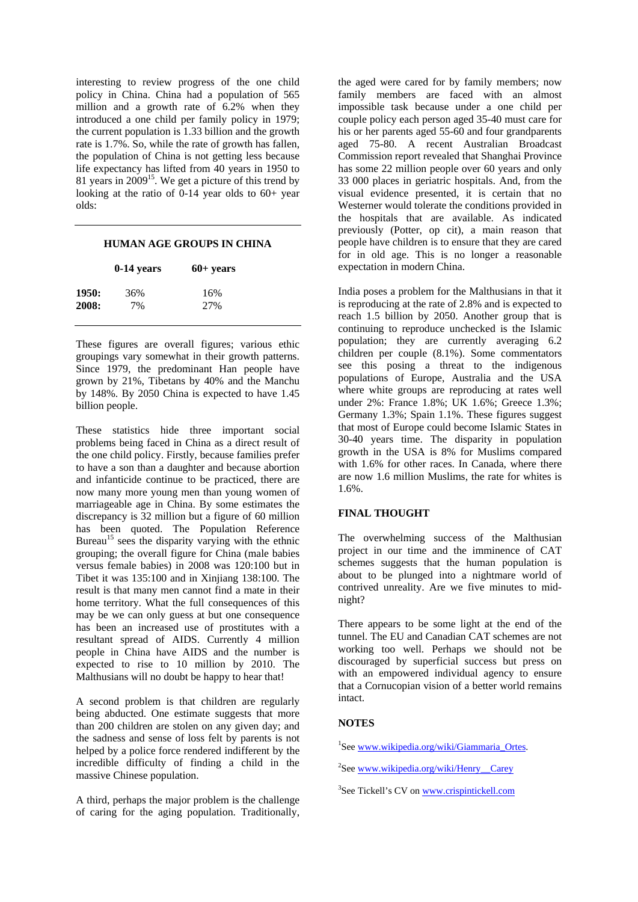interesting to review progress of the one child policy in China. China had a population of 565 million and a growth rate of 6.2% when they introduced a one child per family policy in 1979; the current population is 1.33 billion and the growth rate is 1.7%. So, while the rate of growth has fallen, the population of China is not getting less because life expectancy has lifted from 40 years in 1950 to 81 years in 2009[15]. We get a picture of this trend by looking at the ratio of 0-14 year olds to 60+ year olds:

**HUMAN AGE GROUPS IN CHINA**

| | 0-14 years | 60+ years |
|---|---|---|
| **1950:** | 36% | 16% |
| **2008:** | 7% | 27% |

These figures are overall figures; various ethic groupings vary somewhat in their growth patterns. Since 1979, the predominant Han people have grown by 21%, Tibetans by 40% and the Manchu by 148%. By 2050 China is expected to have 1.45 billion people.

These statistics hide three important social problems being faced in China as a direct result of the one child policy. Firstly, because families prefer to have a son than a daughter and because abortion and infanticide continue to be practiced, there are now many more young men than young women of marriageable age in China. By some estimates the discrepancy is 32 million but a figure of 60 million has been quoted. The Population Reference Bureau[15] sees the disparity varying with the ethnic grouping; the overall figure for China (male babies versus female babies) in 2008 was 120:100 but in Tibet it was 135:100 and in Xinjiang 138:100. The result is that many men cannot find a mate in their home territory. What the full consequences of this may be we can only guess at but one consequence has been an increased use of prostitutes with a resultant spread of AIDS. Currently 4 million people in China have AIDS and the number is expected to rise to 10 million by 2010. The Malthusians will no doubt be happy to hear that!

A second problem is that children are regularly being abducted. One estimate suggests that more than 200 children are stolen on any given day; and the sadness and sense of loss felt by parents is not helped by a police force rendered indifferent by the incredible difficulty of finding a child in the massive Chinese population.

A third, perhaps the major problem is the challenge of caring for the aging population. Traditionally, the aged were cared for by family members; now family members are faced with an almost impossible task because under a one child per couple policy each person aged 35-40 must care for his or her parents aged 55-60 and four grandparents aged 75-80. A recent Australian Broadcast Commission report revealed that Shanghai Province has some 22 million people over 60 years and only 33 000 places in geriatric hospitals. And, from the visual evidence presented, it is certain that no Westerner would tolerate the conditions provided in the hospitals that are available. As indicated previously (Potter, op cit), a main reason that people have children is to ensure that they are cared for in old age. This is no longer a reasonable expectation in modern China.

India poses a problem for the Malthusians in that it is reproducing at the rate of 2.8% and is expected to reach 1.5 billion by 2050. Another group that is continuing to reproduce unchecked is the Islamic population; they are currently averaging 6.2 children per couple (8.1%). Some commentators see this posing a threat to the indigenous populations of Europe, Australia and the USA where white groups are reproducing at rates well under 2%: France 1.8%; UK 1.6%; Greece 1.3%; Germany 1.3%; Spain 1.1%. These figures suggest that most of Europe could become Islamic States in 30-40 years time. The disparity in population growth in the USA is 8% for Muslims compared with 1.6% for other races. In Canada, where there are now 1.6 million Muslims, the rate for whites is 1.6%.

## FINAL THOUGHT

The overwhelming success of the Malthusian project in our time and the imminence of CAT schemes suggests that the human population is about to be plunged into a nightmare world of contrived unreality. Are we five minutes to midnight?

There appears to be some light at the end of the tunnel. The EU and Canadian CAT schemes are not working too well. Perhaps we should not be discouraged by superficial success but press on with an empowered individual agency to ensure that a Cornucopian vision of a better world remains intact.

## NOTES

[1]See www.wikipedia.org/wiki/Giammaria_Ortes.

[2]See www.wikipedia.org/wiki/Henry__Carey

[3]See Tickell's CV on www.crispintickell.com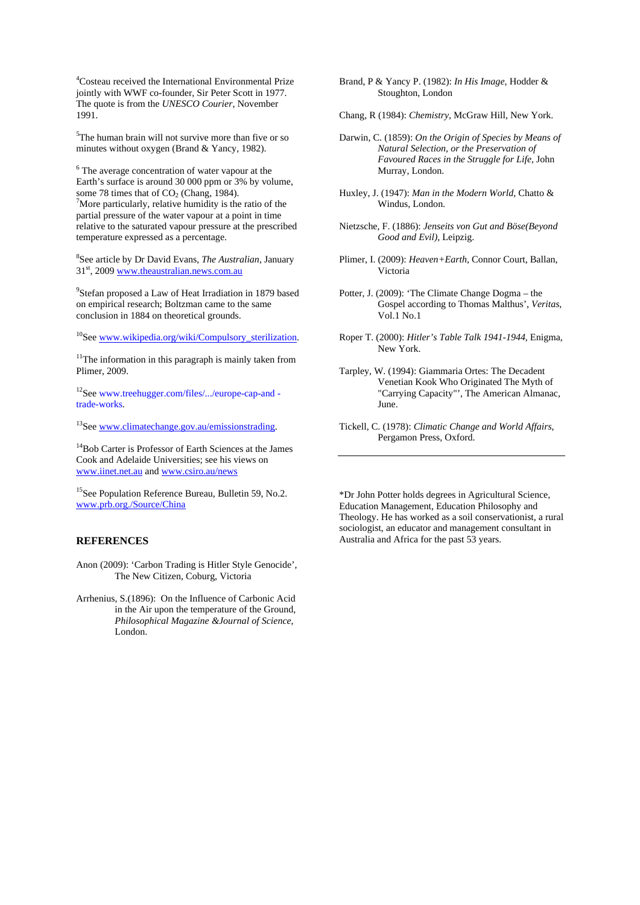[4]Costeau received the International Environmental Prize jointly with WWF co-founder, Sir Peter Scott in 1977. The quote is from the *UNESCO Courier*, November 1991.

[5]The human brain will not survive more than five or so minutes without oxygen (Brand & Yancy, 1982).

[6] The average concentration of water vapour at the Earth's surface is around 30 000 ppm or 3% by volume, some 78 times that of $CO_2$ (Chang, 1984).
[7]More particularly, relative humidity is the ratio of the partial pressure of the water vapour at a point in time relative to the saturated vapour pressure at the prescribed temperature expressed as a percentage.

[8]See article by Dr David Evans, *The Australian*, January 31st, 2009 www.theaustralian.news.com.au

[9]Stefan proposed a Law of Heat Irradiation in 1879 based on empirical research; Boltzman came to the same conclusion in 1884 on theoretical grounds.

[10]See www.wikipedia.org/wiki/Compulsory_sterilization.

[11]The information in this paragraph is mainly taken from Plimer, 2009.

[12]See www.treehugger.com/files/.../europe-cap-and - trade-works.

[13]See www.climatechange.gov.au/emissionstrading.

[14]Bob Carter is Professor of Earth Sciences at the James Cook and Adelaide Universities; see his views on www.iinet.net.au and www.csiro.au/news

[15]See Population Reference Bureau, Bulletin 59, No.2. www.prb.org./Source/China

## REFERENCES

Anon (2009): 'Carbon Trading is Hitler Style Genocide', The New Citizen, Coburg, Victoria

Arrhenius, S.(1896): On the Influence of Carbonic Acid in the Air upon the temperature of the Ground, *Philosophical Magazine &Journal of Science*, London.

Brand, P & Yancy P. (1982): *In His Image*, Hodder & Stoughton, London

Chang, R (1984): *Chemistry*, McGraw Hill, New York.

Darwin, C. (1859): *On the Origin of Species by Means of Natural Selection, or the Preservation of Favoured Races in the Struggle for Life*, John Murray, London.

Huxley, J. (1947): *Man in the Modern World*, Chatto & Windus, London.

Nietzsche, F. (1886): *Jenseits von Gut and Böse(Beyond Good and Evil)*, Leipzig.

Plimer, I. (2009): *Heaven+Earth*, Connor Court, Ballan, Victoria

Potter, J. (2009): 'The Climate Change Dogma – the Gospel according to Thomas Malthus', *Veritas*, Vol.1 No.1

Roper T. (2000): *Hitler's Table Talk 1941-1944*, Enigma, New York.

Tarpley, W. (1994): Giammaria Ortes: The Decadent Venetian Kook Who Originated The Myth of "Carrying Capacity"', The American Almanac, June.

Tickell, C. (1978): *Climatic Change and World Affairs*, Pergamon Press, Oxford.

---

*Dr John Potter holds degrees in Agricultural Science, Education Management, Education Philosophy and Theology. He has worked as a soil conservationist, a rural sociologist, an educator and management consultant in Australia and Africa for the past 53 years.